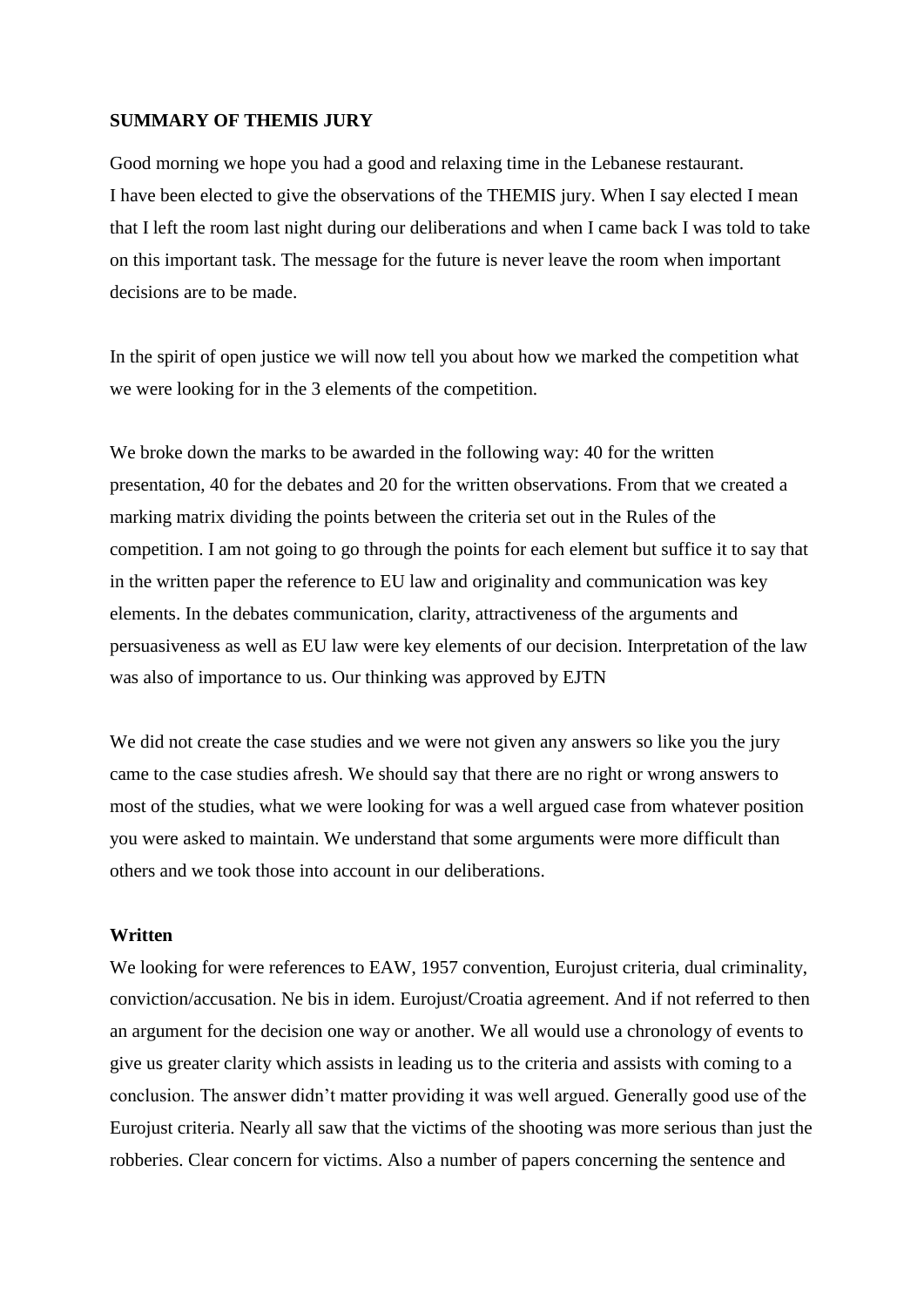**SUMMARY OF THEMIS JURY**

Good morning we hope you had a good and relaxing time in the Lebanese restaurant.
I have been elected to give the observations of the THEMIS jury. When I say elected I mean that I left the room last night during our deliberations and when I came back I was told to take on this important task. The message for the future is never leave the room when important decisions are to be made.

In the spirit of open justice we will now tell you about how we marked the competition what we were looking for in the 3 elements of the competition.

We broke down the marks to be awarded in the following way: 40 for the written presentation, 40 for the debates and 20 for the written observations. From that we created a marking matrix dividing the points between the criteria set out in the Rules of the competition. I am not going to go through the points for each element but suffice it to say that in the written paper the reference to EU law and originality and communication was key elements. In the debates communication, clarity, attractiveness of the arguments and persuasiveness as well as EU law were key elements of our decision. Interpretation of the law was also of importance to us. Our thinking was approved by EJTN

We did not create the case studies and we were not given any answers so like you the jury came to the case studies afresh. We should say that there are no right or wrong answers to most of the studies, what we were looking for was a well argued case from whatever position you were asked to maintain. We understand that some arguments were more difficult than others and we took those into account in our deliberations.

**Written**

We looking for were references to EAW, 1957 convention, Eurojust criteria, dual criminality, conviction/accusation. Ne bis in idem. Eurojust/Croatia agreement. And if not referred to then an argument for the decision one way or another. We all would use a chronology of events to give us greater clarity which assists in leading us to the criteria and assists with coming to a conclusion. The answer didn't matter providing it was well argued. Generally good use of the Eurojust criteria. Nearly all saw that the victims of the shooting was more serious than just the robberies. Clear concern for victims. Also a number of papers concerning the sentence and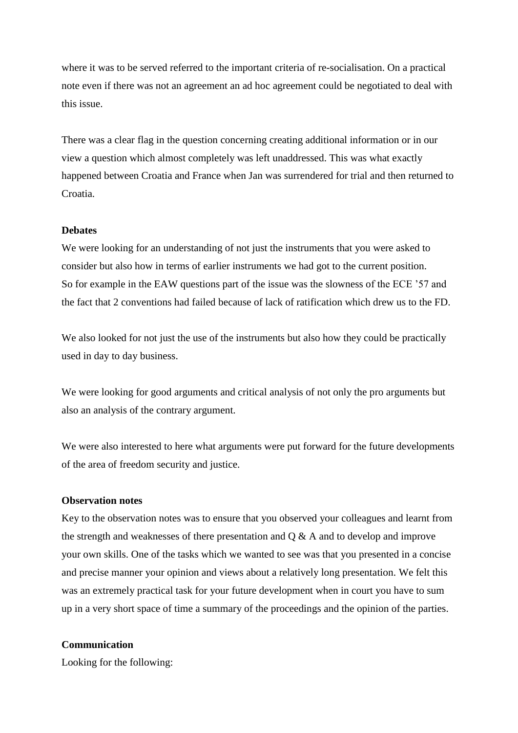where it was to be served referred to the important criteria of re-socialisation. On a practical note even if there was not an agreement an ad hoc agreement could be negotiated to deal with this issue.

There was a clear flag in the question concerning creating additional information or in our view a question which almost completely was left unaddressed. This was what exactly happened between Croatia and France when Jan was surrendered for trial and then returned to Croatia.

**Debates**

We were looking for an understanding of not just the instruments that you were asked to consider but also how in terms of earlier instruments we had got to the current position. So for example in the EAW questions part of the issue was the slowness of the ECE '57 and the fact that 2 conventions had failed because of lack of ratification which drew us to the FD.

We also looked for not just the use of the instruments but also how they could be practically used in day to day business.

We were looking for good arguments and critical analysis of not only the pro arguments but also an analysis of the contrary argument.

We were also interested to here what arguments were put forward for the future developments of the area of freedom security and justice.

**Observation notes**

Key to the observation notes was to ensure that you observed your colleagues and learnt from the strength and weaknesses of there presentation and Q & A and to develop and improve your own skills. One of the tasks which we wanted to see was that you presented in a concise and precise manner your opinion and views about a relatively long presentation. We felt this was an extremely practical task for your future development when in court you have to sum up in a very short space of time a summary of the proceedings and the opinion of the parties.

**Communication**

Looking for the following: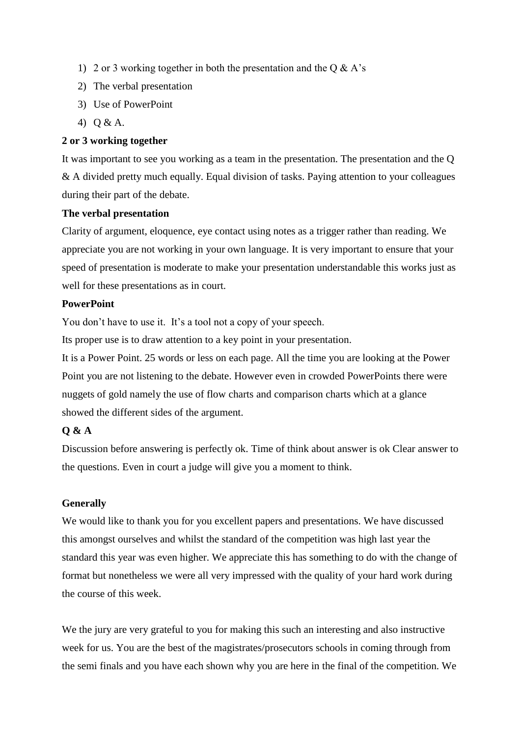1) 2 or 3 working together in both the presentation and the Q & A's
2) The verbal presentation
3) Use of PowerPoint
4) Q & A.

**2 or 3 working together**

It was important to see you working as a team in the presentation. The presentation and the Q & A divided pretty much equally. Equal division of tasks. Paying attention to your colleagues during their part of the debate.

**The verbal presentation**

Clarity of argument, eloquence, eye contact using notes as a trigger rather than reading. We appreciate you are not working in your own language. It is very important to ensure that your speed of presentation is moderate to make your presentation understandable this works just as well for these presentations as in court.

**PowerPoint**

You don't have to use it. It's a tool not a copy of your speech.

Its proper use is to draw attention to a key point in your presentation.

It is a Power Point. 25 words or less on each page. All the time you are looking at the Power Point you are not listening to the debate. However even in crowded PowerPoints there were nuggets of gold namely the use of flow charts and comparison charts which at a glance showed the different sides of the argument.

**Q & A**

Discussion before answering is perfectly ok. Time of think about answer is ok Clear answer to the questions. Even in court a judge will give you a moment to think.

**Generally**

We would like to thank you for you excellent papers and presentations. We have discussed this amongst ourselves and whilst the standard of the competition was high last year the standard this year was even higher. We appreciate this has something to do with the change of format but nonetheless we were all very impressed with the quality of your hard work during the course of this week.

We the jury are very grateful to you for making this such an interesting and also instructive week for us. You are the best of the magistrates/prosecutors schools in coming through from the semi finals and you have each shown why you are here in the final of the competition. We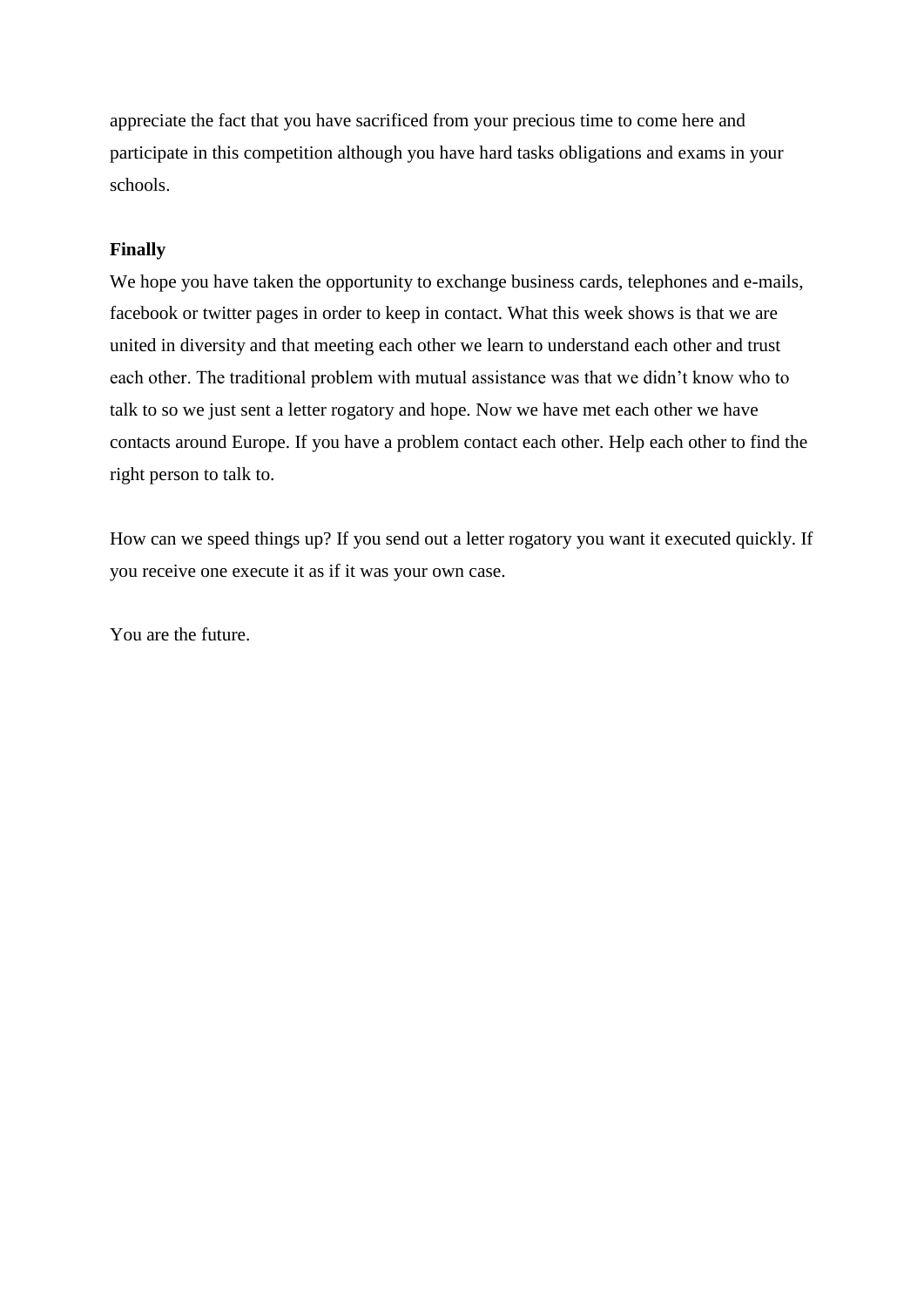appreciate the fact that you have sacrificed from your precious time to come here and participate in this competition although you have hard tasks obligations and exams in your schools.

**Finally**

We hope you have taken the opportunity to exchange business cards, telephones and e-mails, facebook or twitter pages in order to keep in contact. What this week shows is that we are united in diversity and that meeting each other we learn to understand each other and trust each other. The traditional problem with mutual assistance was that we didn't know who to talk to so we just sent a letter rogatory and hope. Now we have met each other we have contacts around Europe. If you have a problem contact each other. Help each other to find the right person to talk to.

How can we speed things up? If you send out a letter rogatory you want it executed quickly. If you receive one execute it as if it was your own case.

You are the future.